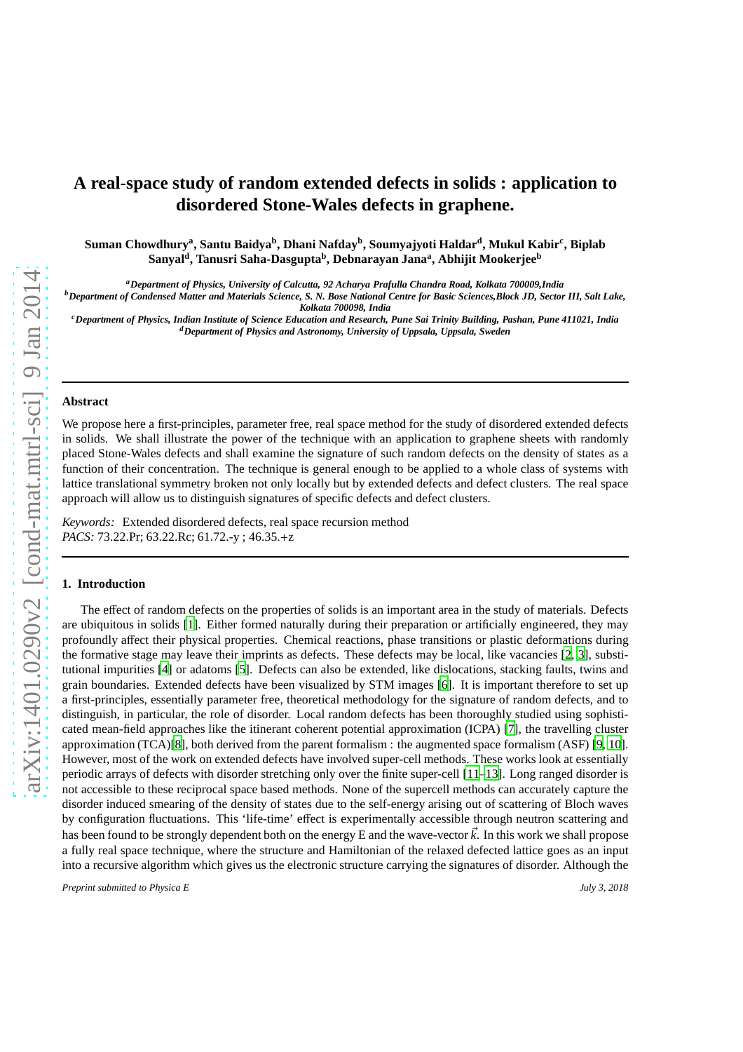# A real-space study of random extended defects in solids : application to disordered Stone-Wales defects in graphene.

**Suman Chowdhury[a], Santu Baidya[b], Dhani Nafday[b], Soumyajyoti Haldar[d], Mukul Kabir[c], Biplab Sanyal[d], Tanusri Saha-Dasgupta[b], Debnarayan Jana[a], Abhijit Mookerjee[b]**

[a]*Department of Physics, University of Calcutta, 92 Acharya Prafulla Chandra Road, Kolkata 700009,India*
[b]*Department of Condensed Matter and Materials Science, S. N. Bose National Centre for Basic Sciences,Block JD, Sector III, Salt Lake, Kolkata 700098, India*
[c]*Department of Physics, Indian Institute of Science Education and Research, Pune Sai Trinity Building, Pashan, Pune 411021, India*
[d]*Department of Physics and Astronomy, University of Uppsala, Uppsala, Sweden*

## Abstract

We propose here a first-principles, parameter free, real space method for the study of disordered extended defects in solids. We shall illustrate the power of the technique with an application to graphene sheets with randomly placed Stone-Wales defects and shall examine the signature of such random defects on the density of states as a function of their concentration. The technique is general enough to be applied to a whole class of systems with lattice translational symmetry broken not only locally but by extended defects and defect clusters. The real space approach will allow us to distinguish signatures of specific defects and defect clusters.

*Keywords:* Extended disordered defects, real space recursion method
*PACS:* 73.22.Pr; 63.22.Rc; 61.72.-y ; 46.35.+z

## 1. Introduction

The effect of random defects on the properties of solids is an important area in the study of materials. Defects are ubiquitous in solids [1]. Either formed naturally during their preparation or artificially engineered, they may profoundly affect their physical properties. Chemical reactions, phase transitions or plastic deformations during the formative stage may leave their imprints as defects. These defects may be local, like vacancies [2, 3], substitutional impurities [4] or adatoms [5]. Defects can also be extended, like dislocations, stacking faults, twins and grain boundaries. Extended defects have been visualized by STM images [6]. It is important therefore to set up a first-principles, essentially parameter free, theoretical methodology for the signature of random defects, and to distinguish, in particular, the role of disorder. Local random defects has been thoroughly studied using sophisticated mean-field approaches like the itinerant coherent potential approximation (ICPA) [7], the travelling cluster approximation (TCA)[8], both derived from the parent formalism : the augmented space formalism (ASF) [9, 10]. However, most of the work on extended defects have involved super-cell methods. These works look at essentially periodic arrays of defects with disorder stretching only over the finite super-cell [11–13]. Long ranged disorder is not accessible to these reciprocal space based methods. None of the supercell methods can accurately capture the disorder induced smearing of the density of states due to the self-energy arising out of scattering of Bloch waves by configuration fluctuations. This 'life-time' effect is experimentally accessible through neutron scattering and has been found to be strongly dependent both on the energy E and the wave-vector $\vec{k}$. In this work we shall propose a fully real space technique, where the structure and Hamiltonian of the relaxed defected lattice goes as an input into a recursive algorithm which gives us the electronic structure carrying the signatures of disorder. Although the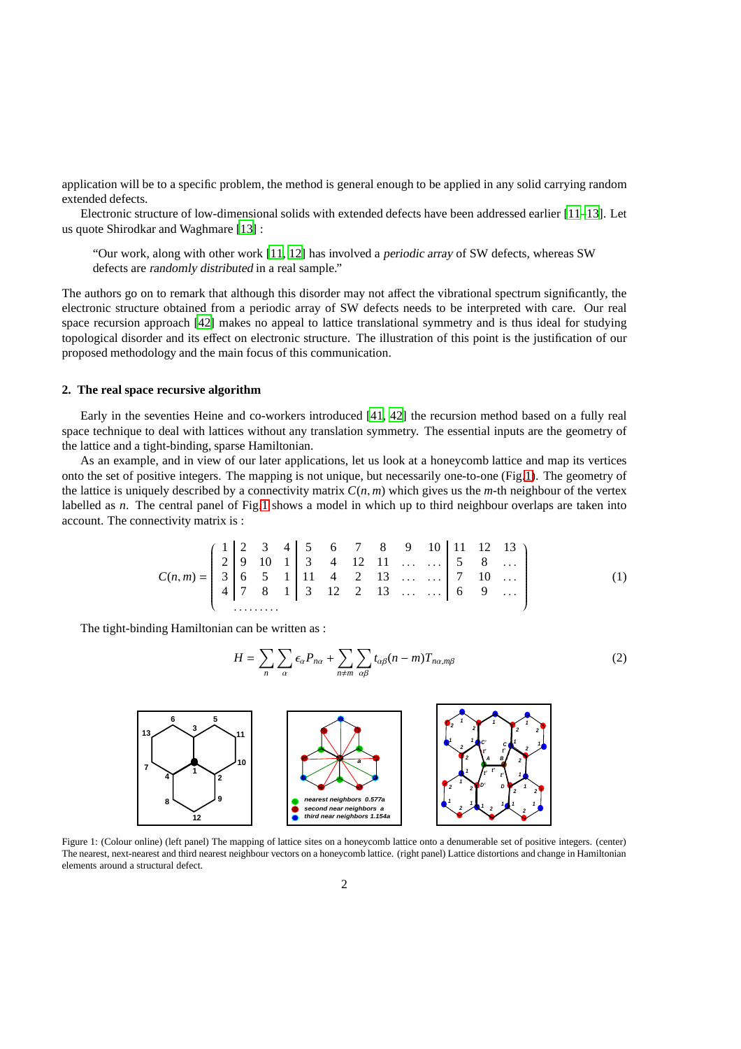application will be to a specific problem, the method is general enough to be applied in any solid carrying random extended defects.

Electronic structure of low-dimensional solids with extended defects have been addressed earlier [11–13]. Let us quote Shirodkar and Waghmare [13] :

> "Our work, along with other work [11, 12] has involved a *periodic array* of SW defects, whereas SW defects are *randomly distributed* in a real sample."

The authors go on to remark that although this disorder may not affect the vibrational spectrum significantly, the electronic structure obtained from a periodic array of SW defects needs to be interpreted with care. Our real space recursion approach [42] makes no appeal to lattice translational symmetry and is thus ideal for studying topological disorder and its effect on electronic structure. The illustration of this point is the justification of our proposed methodology and the main focus of this communication.

## 2. The real space recursive algorithm

Early in the seventies Heine and co-workers introduced [41, 42] the recursion method based on a fully real space technique to deal with lattices without any translation symmetry. The essential inputs are the geometry of the lattice and a tight-binding, sparse Hamiltonian.

As an example, and in view of our later applications, let us look at a honeycomb lattice and map its vertices onto the set of positive integers. The mapping is not unique, but necessarily one-to-one (Fig.1). The geometry of the lattice is uniquely described by a connectivity matrix $C(n, m)$ which gives us the $m$-th neighbour of the vertex labelled as $n$. The central panel of Fig.1 shows a model in which up to third neighbour overlaps are taken into account. The connectivity matrix is :

$$C(n,m) = \left(\begin{array}{c|ccc|cccccc|ccc} 1 & 2 & 3 & 4 & 5 & 6 & 7 & 8 & 9 & 10 & 11 & 12 & 13 \\ 2 & 9 & 10 & 1 & 3 & 4 & 12 & 11 & \ldots & \ldots & 5 & 8 & \ldots \\ 3 & 6 & 5 & 1 & 11 & 4 & 2 & 13 & \ldots & \ldots & 7 & 10 & \ldots \\ 4 & 7 & 8 & 1 & 3 & 12 & 2 & 13 & \ldots & \ldots & 6 & 9 & \ldots \\ \multicolumn{4}{c}{\ldots\ldots\ldots} \end{array}\right) \tag{1}$$

The tight-binding Hamiltonian can be written as :

$$H = \sum_{n}\sum_{\alpha} \epsilon_\alpha P_{n\alpha} + \sum_{n\neq m}\sum_{\alpha\beta} t_{\alpha\beta}(n-m) T_{n\alpha,m\beta} \tag{2}$$

Figure 1: (Colour online) (left panel) The mapping of lattice sites on a honeycomb lattice onto a denumerable set of positive integers. (center) The nearest, next-nearest and third nearest neighbour vectors on a honeycomb lattice. (right panel) Lattice distortions and change in Hamiltonian elements around a structural defect.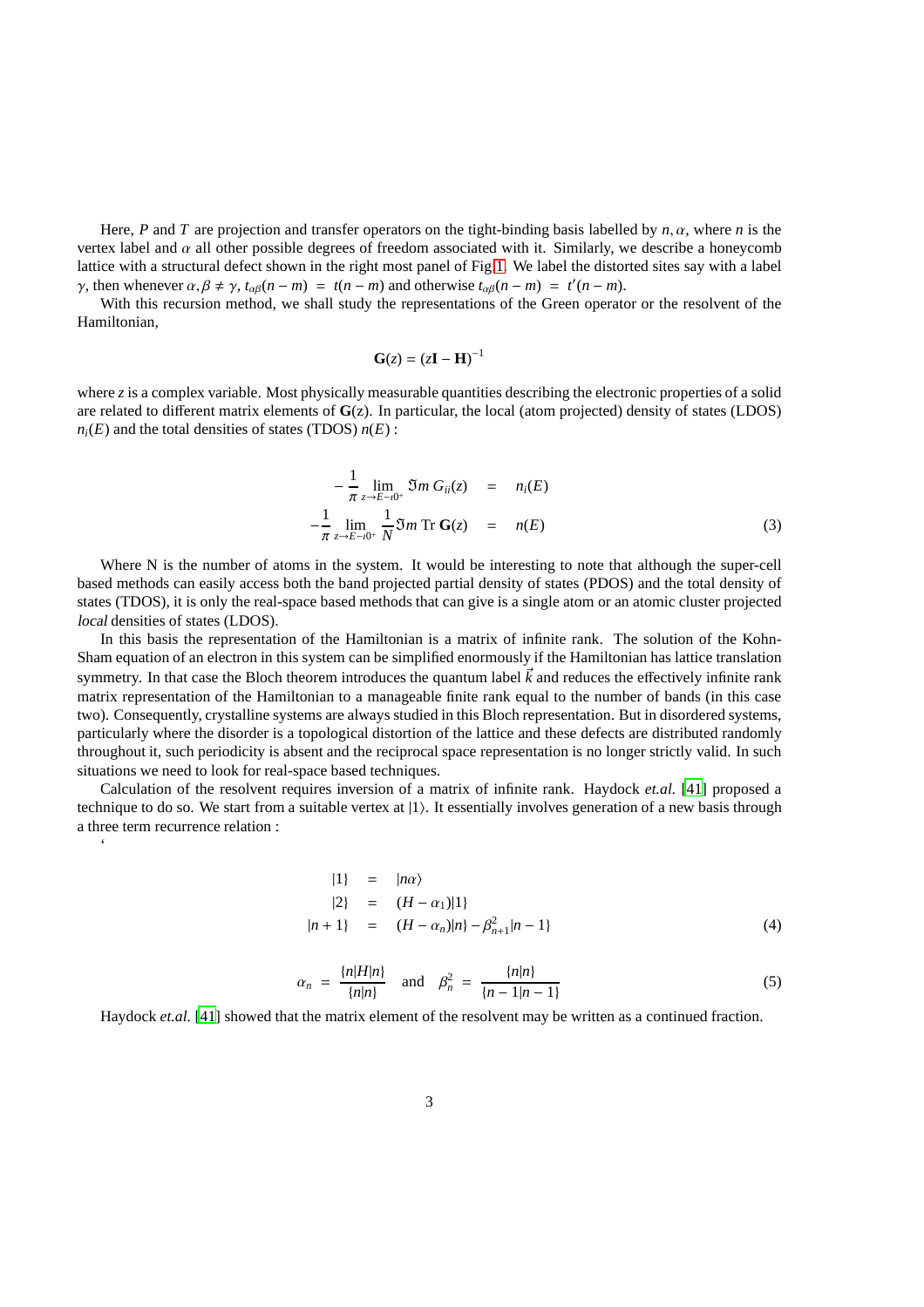Here, $P$ and $T$ are projection and transfer operators on the tight-binding basis labelled by $n, \alpha$, where $n$ is the vertex label and $\alpha$ all other possible degrees of freedom associated with it. Similarly, we describe a honeycomb lattice with a structural defect shown in the right most panel of Fig.1. We label the distorted sites say with a label $\gamma$, then whenever $\alpha, \beta \neq \gamma$, $t_{\alpha\beta}(n-m) = t(n-m)$ and otherwise $t_{\alpha\beta}(n-m) = t'(n-m)$.

With this recursion method, we shall study the representations of the Green operator or the resolvent of the Hamiltonian,

$$\mathbf{G}(z) = (z\mathbf{I} - \mathbf{H})^{-1}$$

where $z$ is a complex variable. Most physically measurable quantities describing the electronic properties of a solid are related to different matrix elements of $\mathbf{G}(z)$. In particular, the local (atom projected) density of states (LDOS) $n_i(E)$ and the total densities of states (TDOS) $n(E)$ :

$$\begin{aligned} -\frac{1}{\pi} \lim_{z \to E - \imath 0^+} \Im m\, G_{ii}(z) &= n_i(E) \\ -\frac{1}{\pi} \lim_{z \to E - \imath 0^+} \frac{1}{N} \Im m\, \mathrm{Tr}\, \mathbf{G}(z) &= n(E) \end{aligned} \tag{3}$$

Where N is the number of atoms in the system. It would be interesting to note that although the super-cell based methods can easily access both the band projected partial density of states (PDOS) and the total density of states (TDOS), it is only the real-space based methods that can give is a single atom or an atomic cluster projected *local* densities of states (LDOS).

In this basis the representation of the Hamiltonian is a matrix of infinite rank. The solution of the Kohn-Sham equation of an electron in this system can be simplified enormously if the Hamiltonian has lattice translation symmetry. In that case the Bloch theorem introduces the quantum label $\vec{k}$ and reduces the effectively infinite rank matrix representation of the Hamiltonian to a manageable finite rank equal to the number of bands (in this case two). Consequently, crystalline systems are always studied in this Bloch representation. But in disordered systems, particularly where the disorder is a topological distortion of the lattice and these defects are distributed randomly throughout it, such periodicity is absent and the reciprocal space representation is no longer strictly valid. In such situations we need to look for real-space based techniques.

Calculation of the resolvent requires inversion of a matrix of infinite rank. Haydock *et.al.* [41] proposed a technique to do so. We start from a suitable vertex at $|1\rangle$. It essentially involves generation of a new basis through a three term recurrence relation :

‘

$$\begin{aligned} |1\} &= |n\alpha\rangle \\ |2\} &= (H - \alpha_1)|1\} \\ |n+1\} &= (H - \alpha_n)|n\} - \beta_{n+1}^2 |n-1\} \end{aligned} \tag{4}$$

$$\alpha_n = \frac{\{n|H|n\}}{\{n|n\}} \quad \text{and} \quad \beta_n^2 = \frac{\{n|n\}}{\{n-1|n-1\}} \tag{5}$$

Haydock *et.al.* [41] showed that the matrix element of the resolvent may be written as a continued fraction.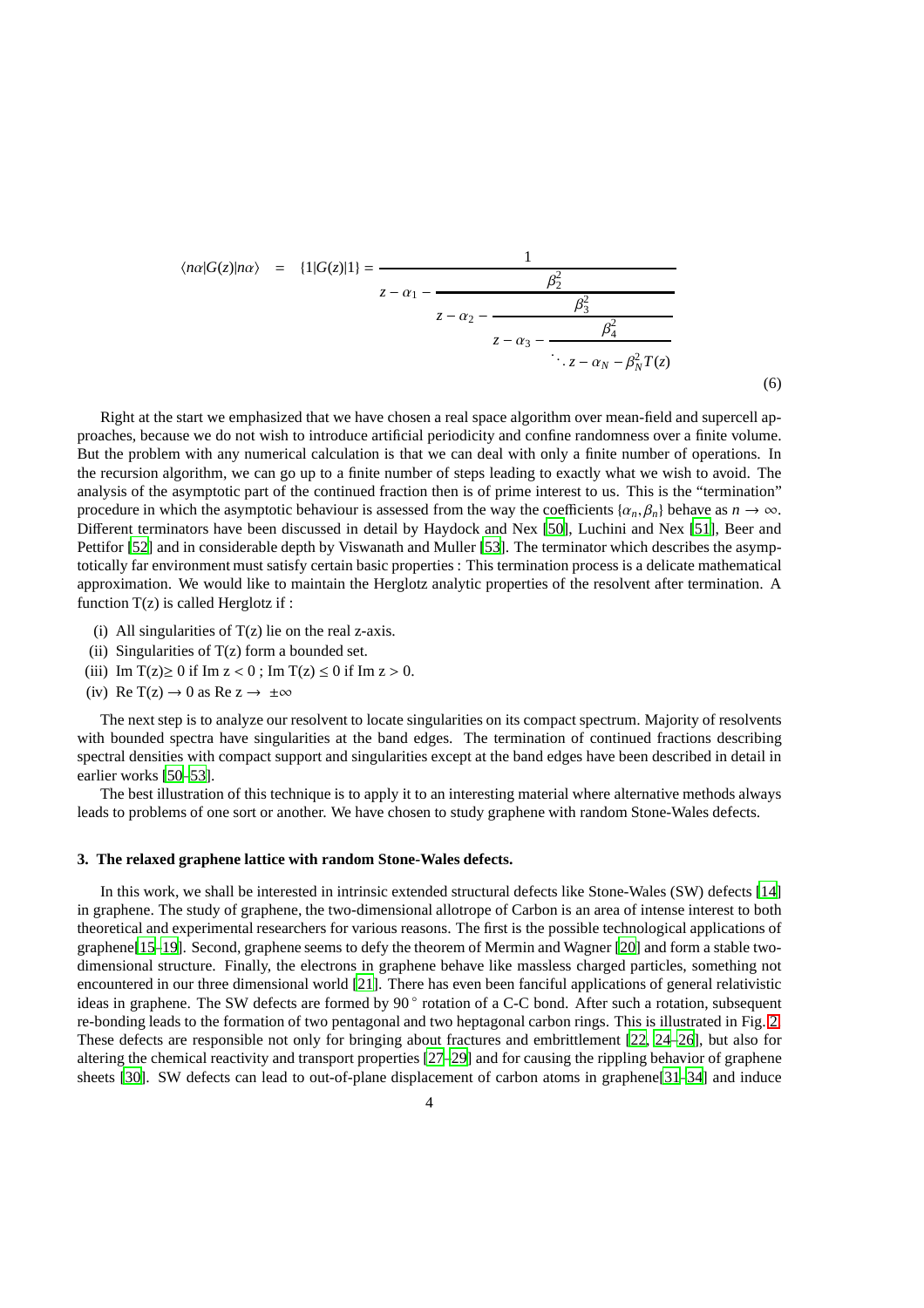$$\langle n\alpha|G(z)|n\alpha\rangle \quad = \quad \{1|G(z)|1\} = \cfrac{1}{z-\alpha_1-\cfrac{\beta_2^2}{z-\alpha_2-\cfrac{\beta_3^2}{z-\alpha_3-\cfrac{\beta_4^2}{\ddots\, z-\alpha_N-\beta_N^2 T(z)}}}} \tag{6}$$

Right at the start we emphasized that we have chosen a real space algorithm over mean-field and supercell approaches, because we do not wish to introduce artificial periodicity and confine randomness over a finite volume. But the problem with any numerical calculation is that we can deal with only a finite number of operations. In the recursion algorithm, we can go up to a finite number of steps leading to exactly what we wish to avoid. The analysis of the asymptotic part of the continued fraction then is of prime interest to us. This is the "termination" procedure in which the asymptotic behaviour is assessed from the way the coefficients $\{\alpha_n, \beta_n\}$ behave as $n \to \infty$. Different terminators have been discussed in detail by Haydock and Nex [50], Luchini and Nex [51], Beer and Pettifor [52] and in considerable depth by Viswanath and Muller [53]. The terminator which describes the asymptotically far environment must satisfy certain basic properties : This termination process is a delicate mathematical approximation. We would like to maintain the Herglotz analytic properties of the resolvent after termination. A function T(z) is called Herglotz if :

(i) All singularities of T(z) lie on the real z-axis.

(ii) Singularities of T(z) form a bounded set.

(iii) Im T(z)$\geq$ 0 if Im z < 0 ; Im T(z) $\leq$ 0 if Im z > 0.

(iv) Re T(z) $\to$ 0 as Re z $\to$ $\pm\infty$

The next step is to analyze our resolvent to locate singularities on its compact spectrum. Majority of resolvents with bounded spectra have singularities at the band edges. The termination of continued fractions describing spectral densities with compact support and singularities except at the band edges have been described in detail in earlier works [50–53].

The best illustration of this technique is to apply it to an interesting material where alternative methods always leads to problems of one sort or another. We have chosen to study graphene with random Stone-Wales defects.

### 3. The relaxed graphene lattice with random Stone-Wales defects.

In this work, we shall be interested in intrinsic extended structural defects like Stone-Wales (SW) defects [14] in graphene. The study of graphene, the two-dimensional allotrope of Carbon is an area of intense interest to both theoretical and experimental researchers for various reasons. The first is the possible technological applications of graphene[15–19]. Second, graphene seems to defy the theorem of Mermin and Wagner [20] and form a stable two-dimensional structure. Finally, the electrons in graphene behave like massless charged particles, something not encountered in our three dimensional world [21]. There has even been fanciful applications of general relativistic ideas in graphene. The SW defects are formed by 90$^\circ$ rotation of a C-C bond. After such a rotation, subsequent re-bonding leads to the formation of two pentagonal and two heptagonal carbon rings. This is illustrated in Fig. 2. These defects are responsible not only for bringing about fractures and embrittlement [22, 24–26], but also for altering the chemical reactivity and transport properties [27–29] and for causing the rippling behavior of graphene sheets [30]. SW defects can lead to out-of-plane displacement of carbon atoms in graphene[31–34] and induce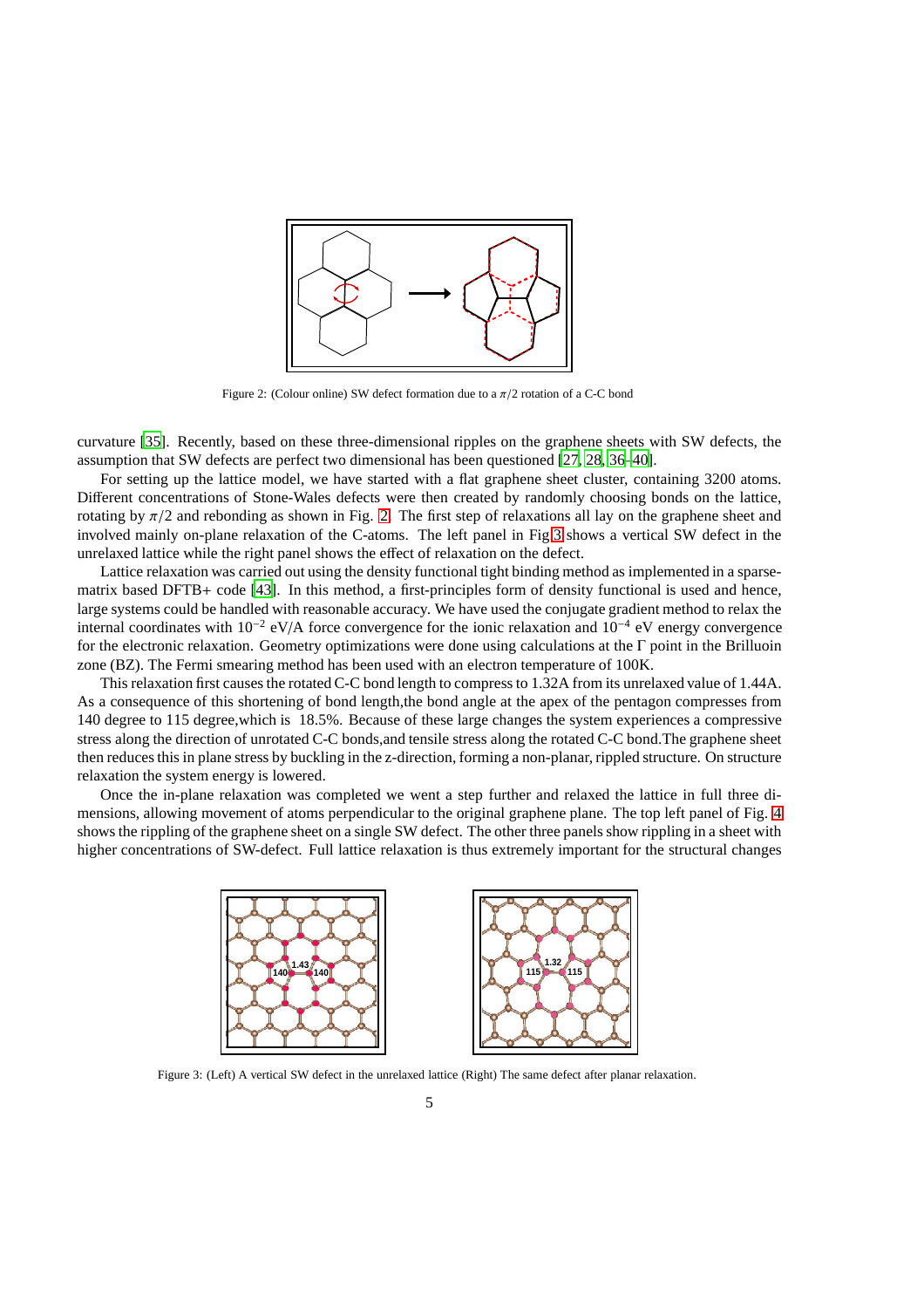Figure 2: (Colour online) SW defect formation due to a $\pi/2$ rotation of a C-C bond

curvature [35]. Recently, based on these three-dimensional ripples on the graphene sheets with SW defects, the assumption that SW defects are perfect two dimensional has been questioned [27, 28, 36–40].

For setting up the lattice model, we have started with a flat graphene sheet cluster, containing 3200 atoms. Different concentrations of Stone-Wales defects were then created by randomly choosing bonds on the lattice, rotating by $\pi/2$ and rebonding as shown in Fig. 2. The first step of relaxations all lay on the graphene sheet and involved mainly on-plane relaxation of the C-atoms. The left panel in Fig 3 shows a vertical SW defect in the unrelaxed lattice while the right panel shows the effect of relaxation on the defect.

Lattice relaxation was carried out using the density functional tight binding method as implemented in a sparse-matrix based DFTB+ code [43]. In this method, a first-principles form of density functional is used and hence, large systems could be handled with reasonable accuracy. We have used the conjugate gradient method to relax the internal coordinates with $10^{-2}$ eV/A force convergence for the ionic relaxation and $10^{-4}$ eV energy convergence for the electronic relaxation. Geometry optimizations were done using calculations at the $\Gamma$ point in the Brilluoin zone (BZ). The Fermi smearing method has been used with an electron temperature of 100K.

This relaxation first causes the rotated C-C bond length to compress to 1.32A from its unrelaxed value of 1.44A. As a consequence of this shortening of bond length,the bond angle at the apex of the pentagon compresses from 140 degree to 115 degree,which is 18.5%. Because of these large changes the system experiences a compressive stress along the direction of unrotated C-C bonds,and tensile stress along the rotated C-C bond.The graphene sheet then reduces this in plane stress by buckling in the z-direction, forming a non-planar, rippled structure. On structure relaxation the system energy is lowered.

Once the in-plane relaxation was completed we went a step further and relaxed the lattice in full three dimensions, allowing movement of atoms perpendicular to the original graphene plane. The top left panel of Fig. 4 shows the rippling of the graphene sheet on a single SW defect. The other three panels show rippling in a sheet with higher concentrations of SW-defect. Full lattice relaxation is thus extremely important for the structural changes

Figure 3: (Left) A vertical SW defect in the unrelaxed lattice (Right) The same defect after planar relaxation.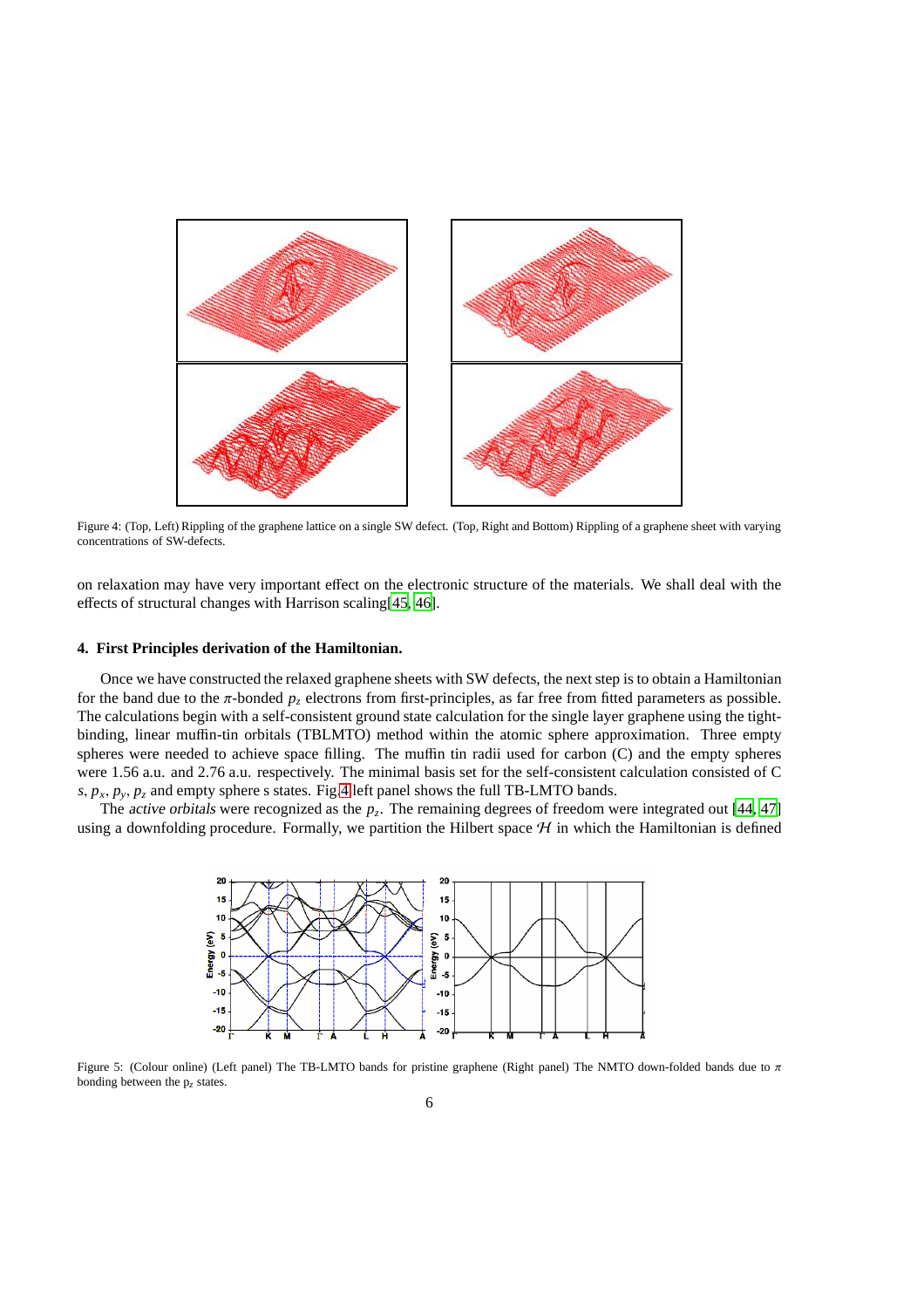Figure 4: (Top, Left) Rippling of the graphene lattice on a single SW defect. (Top, Right and Bottom) Rippling of a graphene sheet with varying concentrations of SW-defects.

on relaxation may have very important effect on the electronic structure of the materials. We shall deal with the effects of structural changes with Harrison scaling[45, 46].

### 4. First Principles derivation of the Hamiltonian.

Once we have constructed the relaxed graphene sheets with SW defects, the next step is to obtain a Hamiltonian for the band due to the $\pi$-bonded $p_z$ electrons from first-principles, as far free from fitted parameters as possible. The calculations begin with a self-consistent ground state calculation for the single layer graphene using the tight-binding, linear muffin-tin orbitals (TBLMTO) method within the atomic sphere approximation. Three empty spheres were needed to achieve space filling. The muffin tin radii used for carbon (C) and the empty spheres were 1.56 a.u. and 2.76 a.u. respectively. The minimal basis set for the self-consistent calculation consisted of C $s$, $p_x$, $p_y$, $p_z$ and empty sphere s states. Fig.4 left panel shows the full TB-LMTO bands.

The *active orbitals* were recognized as the $p_z$. The remaining degrees of freedom were integrated out [44, 47] using a downfolding procedure. Formally, we partition the Hilbert space $\mathcal{H}$ in which the Hamiltonian is defined

Figure 5: (Colour online) (Left panel) The TB-LMTO bands for pristine graphene (Right panel) The NMTO down-folded bands due to $\pi$ bonding between the $p_z$ states.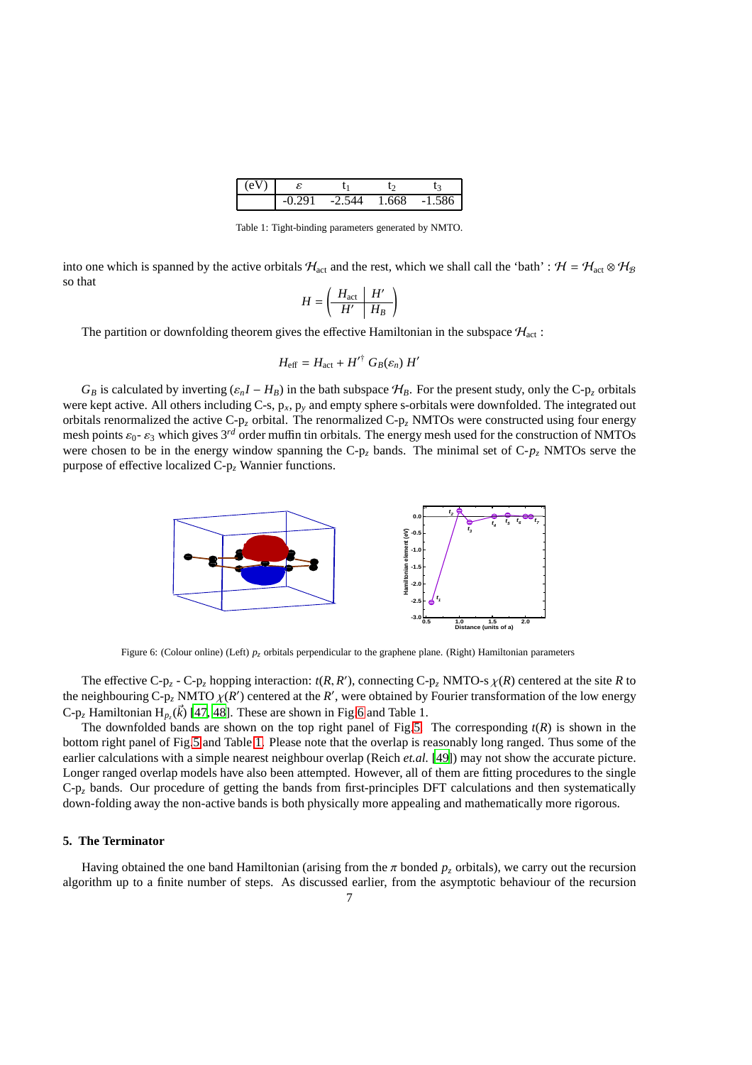| (eV) | $\varepsilon$ | $t_1$ | $t_2$ | $t_3$ |
|---|---|---|---|---|
| | -0.291 | -2.544 | 1.668 | -1.586 |

Table 1: Tight-binding parameters generated by NMTO.

into one which is spanned by the active orbitals $\mathcal{H}_{\rm act}$ and the rest, which we shall call the 'bath' : $\mathcal{H} = \mathcal{H}_{\rm act} \otimes \mathcal{H}_{\mathcal{B}}$ so that

$$H = \left( \begin{array}{c|c} H_{\rm act} & H' \\ \hline H' & H_B \end{array} \right)$$

The partition or downfolding theorem gives the effective Hamiltonian in the subspace $\mathcal{H}_{\rm act}$ :

$$H_{\rm eff} = H_{\rm act} + H'^{\dagger}\; G_B(\varepsilon_n)\; H'$$

$G_B$ is calculated by inverting $(\varepsilon_n I - H_B)$ in the bath subspace $\mathcal{H}_B$. For the present study, only the C-$p_z$ orbitals were kept active. All others including C-s, $p_x$, $p_y$ and empty sphere s-orbitals were downfolded. The integrated out orbitals renormalized the active C-$p_z$ orbital. The renormalized C-$p_z$ NMTOs were constructed using four energy mesh points $\varepsilon_0$- $\varepsilon_3$ which gives $3^{rd}$ order muffin tin orbitals. The energy mesh used for the construction of NMTOs were chosen to be in the energy window spanning the C-$p_z$ bands. The minimal set of C-$p_z$ NMTOs serve the purpose of effective localized C-$p_z$ Wannier functions.

Figure 6: (Colour online) (Left) $p_z$ orbitals perpendicular to the graphene plane. (Right) Hamiltonian parameters

The effective C-$p_z$ - C-$p_z$ hopping interaction: $t(R,R')$, connecting C-$p_z$ NMTO-s $\chi(R)$ centered at the site $R$ to the neighbouring C-$p_z$ NMTO $\chi(R')$ centered at the $R'$, were obtained by Fourier transformation of the low energy C-$p_z$ Hamiltonian $H_{p_z}(\vec{k})$ [47, 48]. These are shown in Fig.6 and Table 1.

The downfolded bands are shown on the top right panel of Fig.5. The corresponding $t(R)$ is shown in the bottom right panel of Fig.5 and Table 1. Please note that the overlap is reasonably long ranged. Thus some of the earlier calculations with a simple nearest neighbour overlap (Reich *et.al.* [49]) may not show the accurate picture. Longer ranged overlap models have also been attempted. However, all of them are fitting procedures to the single C-$p_z$ bands. Our procedure of getting the bands from first-principles DFT calculations and then systematically down-folding away the non-active bands is both physically more appealing and mathematically more rigorous.

## 5. The Terminator

Having obtained the one band Hamiltonian (arising from the $\pi$ bonded $p_z$ orbitals), we carry out the recursion algorithm up to a finite number of steps. As discussed earlier, from the asymptotic behaviour of the recursion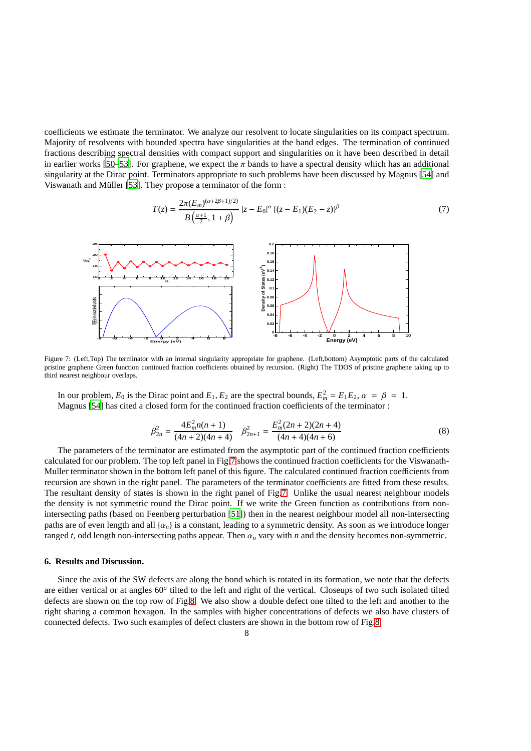coefficients we estimate the terminator. We analyze our resolvent to locate singularities on its compact spectrum. Majority of resolvents with bounded spectra have singularities at the band edges. The termination of continued fractions describing spectral densities with compact support and singularities on it have been described in detail in earlier works [50–53]. For graphene, we expect the $\pi$ bands to have a spectral density which has an additional singularity at the Dirac point. Terminators appropriate to such problems have been discussed by Magnus [54] and Viswanath and Müller [53]. They propose a terminator of the form :

$$T(z) = \frac{2\pi (E_m)^{(\alpha+2\beta+1)/2)}}{B\left(\frac{\alpha+1}{2}, 1+\beta\right)}\, |z - E_0|^{\alpha} \,\{(z-E_1)(E_2-z)\}^{\beta} \tag{7}$$

Figure 7: (Left,Top) The terminator with an internal singularity appropriate for graphene. (Left,bottom) Asymptotic parts of the calculated pristine graphene Green function continued fraction coefficients obtained by recursion. (Right) The TDOS of pristine graphene taking up to third nearest neighbour overlaps.

In our problem, $E_0$ is the Dirac point and $E_1, E_2$ are the spectral bounds, $E_m^2 = E_1 E_2$, $\alpha = \beta = 1$. Magnus [54] has cited a closed form for the continued fraction coefficients of the terminator :

$$\beta_{2n}^2 = \frac{4E_m^2 n(n+1)}{(4n+2)(4n+4)} \quad \beta_{2n+1}^2 = \frac{E_m^2(2n+2)(2n+4)}{(4n+4)(4n+6)} \tag{8}$$

The parameters of the terminator are estimated from the asymptotic part of the continued fraction coefficients calculated for our problem. The top left panel in Fig.7 shows the continued fraction coefficients for the Viswanath-Muller terminator shown in the bottom left panel of this figure. The calculated continued fraction coefficients from recursion are shown in the right panel. The parameters of the terminator coefficients are fitted from these results. The resultant density of states is shown in the right panel of Fig.7. Unlike the usual nearest neighbour models the density is not symmetric round the Dirac point. If we write the Green function as contributions from non-intersecting paths (based on Feenberg perturbation [51]) then in the nearest neighbour model all non-intersecting paths are of even length and all $\{\alpha_n\}$ is a constant, leading to a symmetric density. As soon as we introduce longer ranged $t$, odd length non-intersecting paths appear. Then $\alpha_n$ vary with $n$ and the density becomes non-symmetric.

## 6. Results and Discussion.

Since the axis of the SW defects are along the bond which is rotated in its formation, we note that the defects are either vertical or at angles $60^o$ tilted to the left and right of the vertical. Closeups of two such isolated tilted defects are shown on the top row of Fig.8. We also show a double defect one tilted to the left and another to the right sharing a common hexagon. In the samples with higher concentrations of defects we also have clusters of connected defects. Two such examples of defect clusters are shown in the bottom row of Fig.8.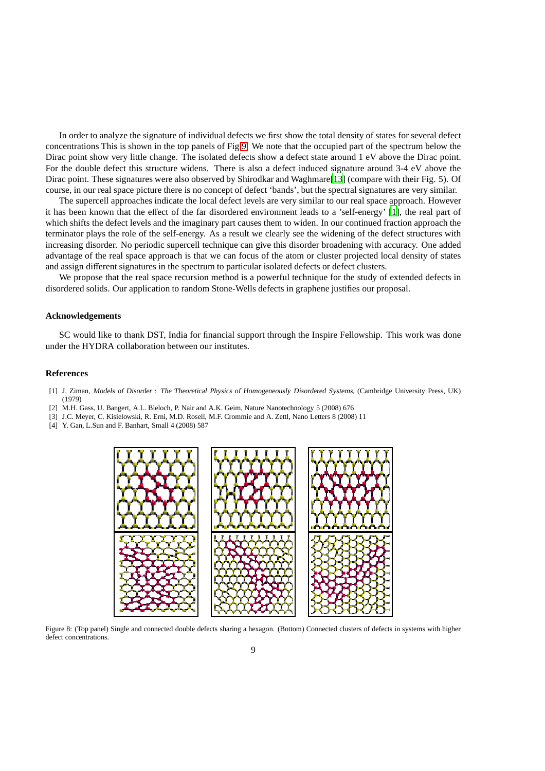In order to analyze the signature of individual defects we first show the total density of states for several defect concentrations This is shown in the top panels of Fig.9. We note that the occupied part of the spectrum below the Dirac point show very little change. The isolated defects show a defect state around 1 eV above the Dirac point. For the double defect this structure widens. There is also a defect induced signature around 3-4 eV above the Dirac point. These signatures were also observed by Shirodkar and Waghmare[13] (compare with their Fig. 5). Of course, in our real space picture there is no concept of defect 'bands', but the spectral signatures are very similar.

The supercell approaches indicate the local defect levels are very similar to our real space approach. However it has been known that the effect of the far disordered environment leads to a 'self-energy' [1], the real part of which shifts the defect levels and the imaginary part causes them to widen. In our continued fraction approach the terminator plays the role of the self-energy. As a result we clearly see the widening of the defect structures with increasing disorder. No periodic supercell technique can give this disorder broadening with accuracy. One added advantage of the real space approach is that we can focus of the atom or cluster projected local density of states and assign different signatures in the spectrum to particular isolated defects or defect clusters.

We propose that the real space recursion method is a powerful technique for the study of extended defects in disordered solids. Our application to random Stone-Wells defects in graphene justifies our proposal.

## Acknowledgements

SC would like to thank DST, India for financial support through the Inspire Fellowship. This work was done under the HYDRA collaboration between our institutes.

## References

[1] J. Ziman, *Models of Disorder : The Theoretical Physics of Homogeneously Disordered Systems*, (Cambridge University Press, UK) (1979)

[2] M.H. Gass, U. Bangert, A.L. Bleloch, P. Nair and A.K. Geim, Nature Nanotechnology 5 (2008) 676

[3] J.C. Meyer, C. Kisielowski, R. Erni, M.D. Rosell, M.F. Crommie and A. Zettl, Nano Letters 8 (2008) 11

[4] Y. Gan, L.Sun and F. Banhart, Small 4 (2008) 587

Figure 8: (Top panel) Single and connected double defects sharing a hexagon. (Bottom) Connected clusters of defects in systems with higher defect concentrations.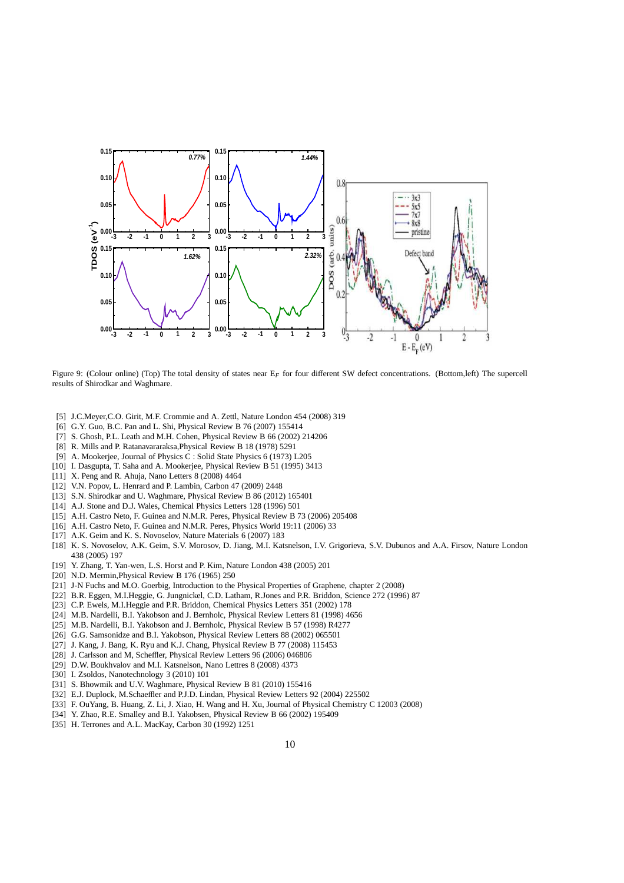Figure 9: (Colour online) (Top) The total density of states near $E_F$ for four different SW defect concentrations. (Bottom,left) The supercell results of Shirodkar and Waghmare.

[5] J.C.Meyer,C.O. Girit, M.F. Crommie and A. Zettl, Nature London 454 (2008) 319

[6] G.Y. Guo, B.C. Pan and L. Shi, Physical Review B 76 (2007) 155414

[7] S. Ghosh, P.L. Leath and M.H. Cohen, Physical Review B 66 (2002) 214206

[8] R. Mills and P. Ratanavararaksa,Physical Review B 18 (1978) 5291

[9] A. Mookerjee, Journal of Physics C : Solid State Physics 6 (1973) L205

[10] I. Dasgupta, T. Saha and A. Mookerjee, Physical Review B 51 (1995) 3413

[11] X. Peng and R. Ahuja, Nano Letters 8 (2008) 4464

[12] V.N. Popov, L. Henrard and P. Lambin, Carbon 47 (2009) 2448

[13] S.N. Shirodkar and U. Waghmare, Physical Review B 86 (2012) 165401

[14] A.J. Stone and D.J. Wales, Chemical Physics Letters 128 (1996) 501

[15] A.H. Castro Neto, F. Guinea and N.M.R. Peres, Physical Review B 73 (2006) 205408

[16] A.H. Castro Neto, F. Guinea and N.M.R. Peres, Physics World 19:11 (2006) 33

[17] A.K. Geim and K. S. Novoselov, Nature Materials 6 (2007) 183

[18] K. S. Novoselov, A.K. Geim, S.V. Morosov, D. Jiang, M.I. Katsnelson, I.V. Grigorieva, S.V. Dubunos and A.A. Firsov, Nature London 438 (2005) 197

[19] Y. Zhang, T. Yan-wen, L.S. Horst and P. Kim, Nature London 438 (2005) 201

[20] N.D. Mermin,Physical Review B 176 (1965) 250

[21] J-N Fuchs and M.O. Goerbig, Introduction to the Physical Properties of Graphene, chapter 2 (2008)

[22] B.R. Eggen, M.I.Heggie, G. Jungnickel, C.D. Latham, R.Jones and P.R. Briddon, Science 272 (1996) 87

[23] C.P. Ewels, M.I.Heggie and P.R. Briddon, Chemical Physics Letters 351 (2002) 178

[24] M.B. Nardelli, B.I. Yakobson and J. Bernholc, Physical Review Letters 81 (1998) 4656

[25] M.B. Nardelli, B.I. Yakobson and J. Bernholc, Physical Review B 57 (1998) R4277

[26] G.G. Samsonidze and B.I. Yakobson, Physical Review Letters 88 (2002) 065501

[27] J. Kang, J. Bang, K. Ryu and K.J. Chang, Physical Review B 77 (2008) 115453

[28] J. Carlsson and M, Scheffler, Physical Review Letters 96 (2006) 046806

[29] D.W. Boukhvalov and M.I. Katsnelson, Nano Lettres 8 (2008) 4373

[30] I. Zsoldos, Nanotechnology 3 (2010) 101

[31] S. Bhowmik and U.V. Waghmare, Physical Review B 81 (2010) 155416

[32] E.J. Duplock, M.Schaeffler and P.J.D. Lindan, Physical Review Letters 92 (2004) 225502

[33] F. OuYang, B. Huang, Z. Li, J. Xiao, H. Wang and H. Xu, Journal of Physical Chemistry C 12003 (2008)

[34] Y. Zhao, R.E. Smalley and B.I. Yakobsen, Physical Review B 66 (2002) 195409

[35] H. Terrones and A.L. MacKay, Carbon 30 (1992) 1251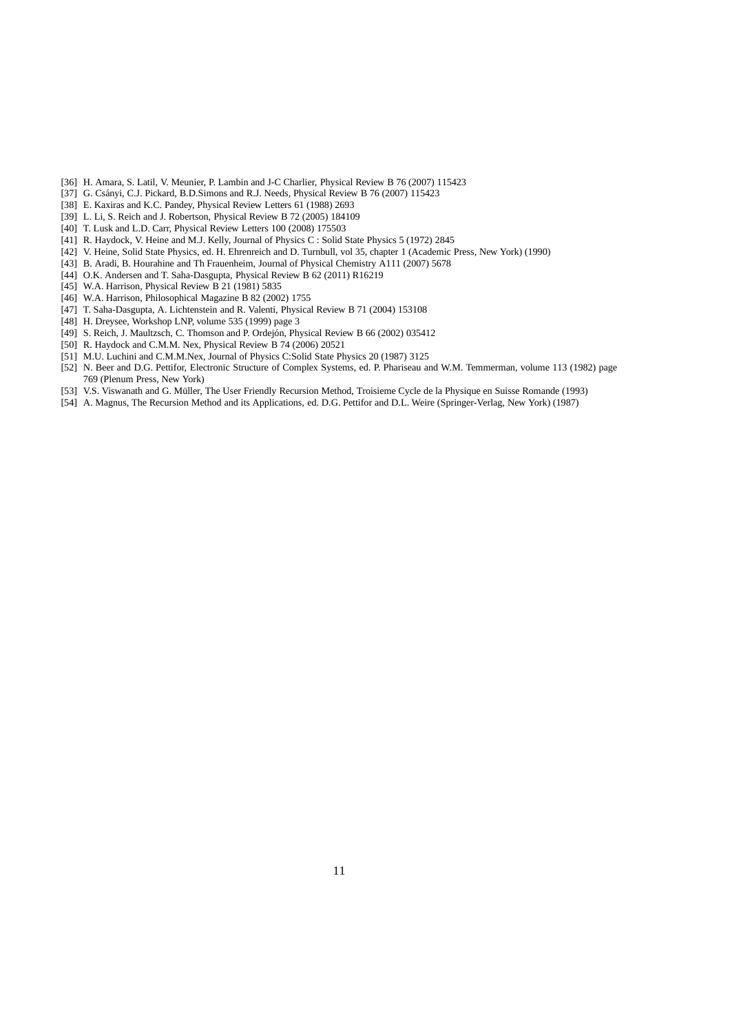[36] H. Amara, S. Latil, V. Meunier, P. Lambin and J-C Charlier, Physical Review B 76 (2007) 115423

[37] G. Csányi, C.J. Pickard, B.D.Simons and R.J. Needs, Physical Review B 76 (2007) 115423

[38] E. Kaxiras and K.C. Pandey, Physical Review Letters 61 (1988) 2693

[39] L. Li, S. Reich and J. Robertson, Physical Review B 72 (2005) 184109

[40] T. Lusk and L.D. Carr, Physical Review Letters 100 (2008) 175503

[41] R. Haydock, V. Heine and M.J. Kelly, Journal of Physics C : Solid State Physics 5 (1972) 2845

[42] V. Heine, Solid State Physics, ed. H. Ehrenreich and D. Turnbull, vol 35, chapter 1 (Academic Press, New York) (1990)

[43] B. Aradi, B. Hourahine and Th Frauenheim, Journal of Physical Chemistry A111 (2007) 5678

[44] O.K. Andersen and T. Saha-Dasgupta, Physical Review B 62 (2011) R16219

[45] W.A. Harrison, Physical Review B 21 (1981) 5835

[46] W.A. Harrison, Philosophical Magazine B 82 (2002) 1755

[47] T. Saha-Dasgupta, A. Lichtenstein and R. Valenti, Physical Review B 71 (2004) 153108

[48] H. Dreysee, Workshop LNP, volume 535 (1999) page 3

[49] S. Reich, J. Maultzsch, C. Thomson and P. Ordejón, Physical Review B 66 (2002) 035412

[50] R. Haydock and C.M.M. Nex, Physical Review B 74 (2006) 20521

[51] M.U. Luchini and C.M.M.Nex, Journal of Physics C:Solid State Physics 20 (1987) 3125

[52] N. Beer and D.G. Pettifor, Electronic Structure of Complex Systems, ed. P. Phariseau and W.M. Temmerman, volume 113 (1982) page 769 (Plenum Press, New York)

[53] V.S. Viswanath and G. Müller, The User Friendly Recursion Method, Troisieme Cycle de la Physique en Suisse Romande (1993)

[54] A. Magnus, The Recursion Method and its Applications, ed. D.G. Pettifor and D.L. Weire (Springer-Verlag, New York) (1987)